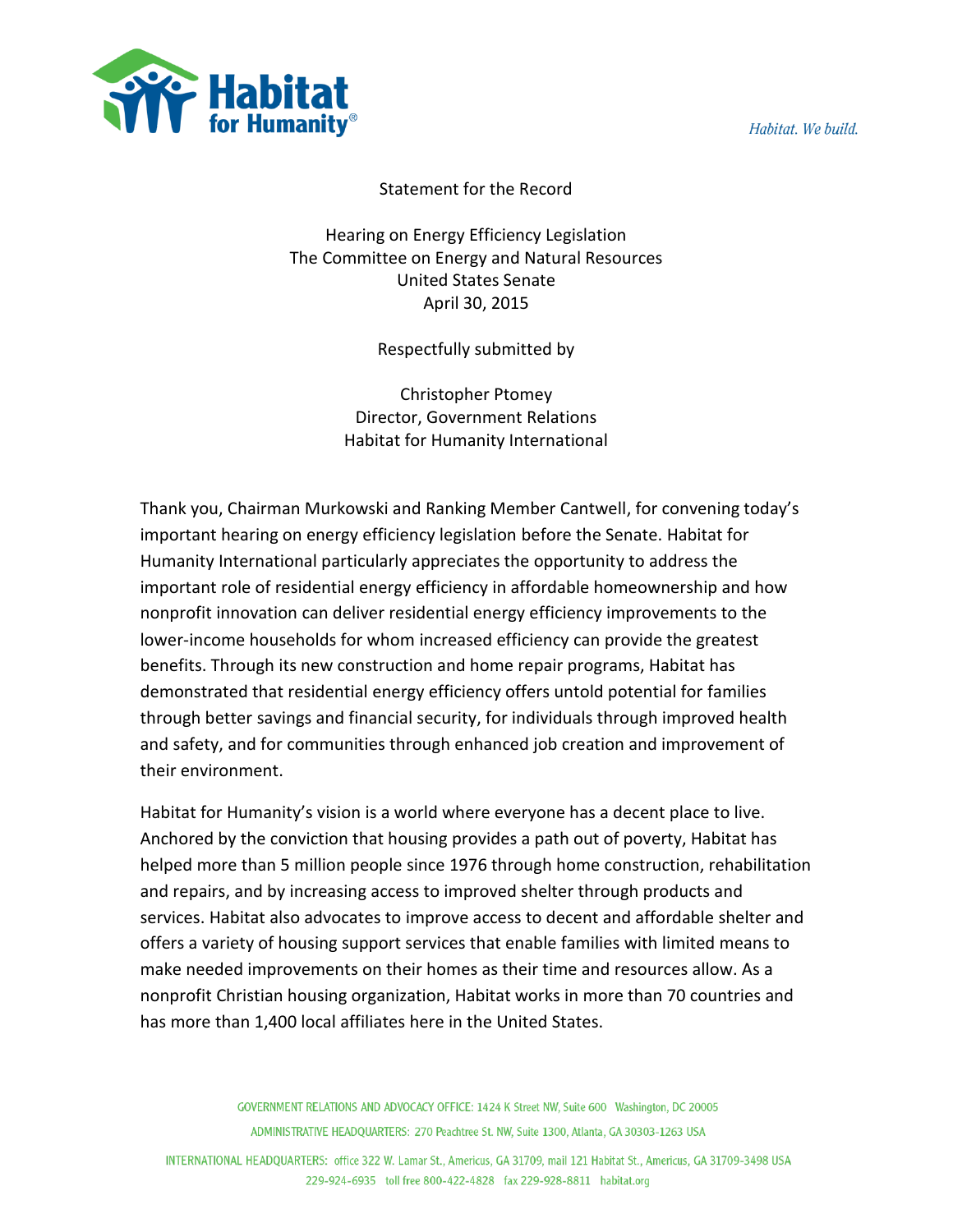Habitat. We build.

Statement for the Record

Hearing on Energy Efficiency Legislation
The Committee on Energy and Natural Resources
United States Senate
April 30, 2015

Respectfully submitted by

Christopher Ptomey
Director, Government Relations
Habitat for Humanity International

Thank you, Chairman Murkowski and Ranking Member Cantwell, for convening today's important hearing on energy efficiency legislation before the Senate. Habitat for Humanity International particularly appreciates the opportunity to address the important role of residential energy efficiency in affordable homeownership and how nonprofit innovation can deliver residential energy efficiency improvements to the lower-income households for whom increased efficiency can provide the greatest benefits. Through its new construction and home repair programs, Habitat has demonstrated that residential energy efficiency offers untold potential for families through better savings and financial security, for individuals through improved health and safety, and for communities through enhanced job creation and improvement of their environment.

Habitat for Humanity's vision is a world where everyone has a decent place to live. Anchored by the conviction that housing provides a path out of poverty, Habitat has helped more than 5 million people since 1976 through home construction, rehabilitation and repairs, and by increasing access to improved shelter through products and services. Habitat also advocates to improve access to decent and affordable shelter and offers a variety of housing support services that enable families with limited means to make needed improvements on their homes as their time and resources allow. As a nonprofit Christian housing organization, Habitat works in more than 70 countries and has more than 1,400 local affiliates here in the United States.

GOVERNMENT RELATIONS AND ADVOCACY OFFICE: 1424 K Street NW, Suite 600 Washington, DC 20005
ADMINISTRATIVE HEADQUARTERS: 270 Peachtree St. NW, Suite 1300, Atlanta, GA 30303-1263 USA
INTERNATIONAL HEADQUARTERS: office 322 W. Lamar St., Americus, GA 31709, mail 121 Habitat St., Americus, GA 31709-3498 USA
229-924-6935 toll free 800-422-4828 fax 229-928-8811 habitat.org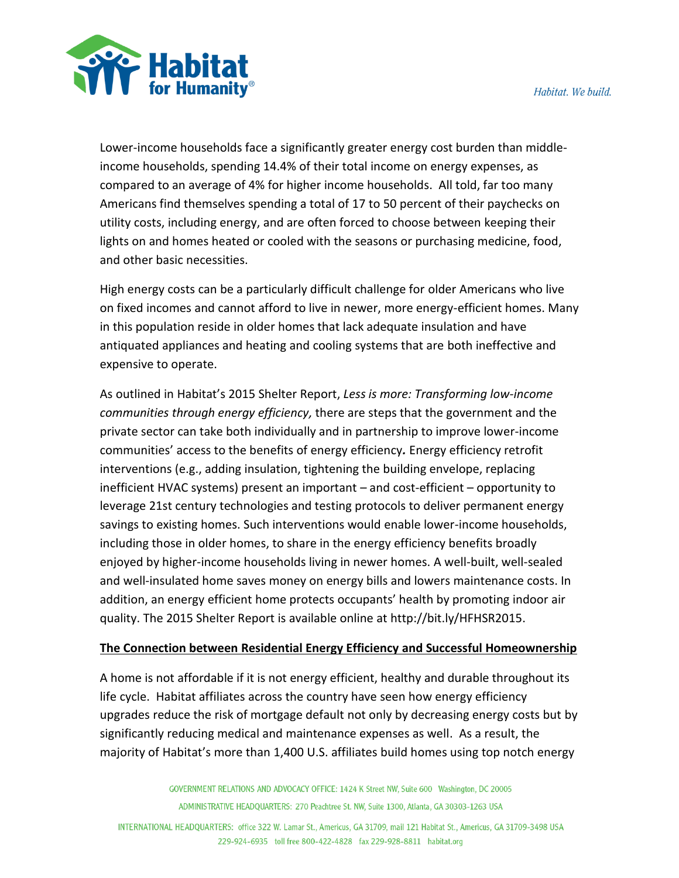Lower-income households face a significantly greater energy cost burden than middle-income households, spending 14.4% of their total income on energy expenses, as compared to an average of 4% for higher income households. All told, far too many Americans find themselves spending a total of 17 to 50 percent of their paychecks on utility costs, including energy, and are often forced to choose between keeping their lights on and homes heated or cooled with the seasons or purchasing medicine, food, and other basic necessities.

High energy costs can be a particularly difficult challenge for older Americans who live on fixed incomes and cannot afford to live in newer, more energy-efficient homes. Many in this population reside in older homes that lack adequate insulation and have antiquated appliances and heating and cooling systems that are both ineffective and expensive to operate.

As outlined in Habitat's 2015 Shelter Report, *Less is more: Transforming low-income communities through energy efficiency,* there are steps that the government and the private sector can take both individually and in partnership to improve lower-income communities' access to the benefits of energy efficiency**.** Energy efficiency retrofit interventions (e.g., adding insulation, tightening the building envelope, replacing inefficient HVAC systems) present an important – and cost-efficient – opportunity to leverage 21st century technologies and testing protocols to deliver permanent energy savings to existing homes. Such interventions would enable lower-income households, including those in older homes, to share in the energy efficiency benefits broadly enjoyed by higher-income households living in newer homes. A well-built, well-sealed and well-insulated home saves money on energy bills and lowers maintenance costs. In addition, an energy efficient home protects occupants' health by promoting indoor air quality. The 2015 Shelter Report is available online at http://bit.ly/HFHSR2015.

**<u>The Connection between Residential Energy Efficiency and Successful Homeownership</u>**

A home is not affordable if it is not energy efficient, healthy and durable throughout its life cycle. Habitat affiliates across the country have seen how energy efficiency upgrades reduce the risk of mortgage default not only by decreasing energy costs but by significantly reducing medical and maintenance expenses as well. As a result, the majority of Habitat's more than 1,400 U.S. affiliates build homes using top notch energy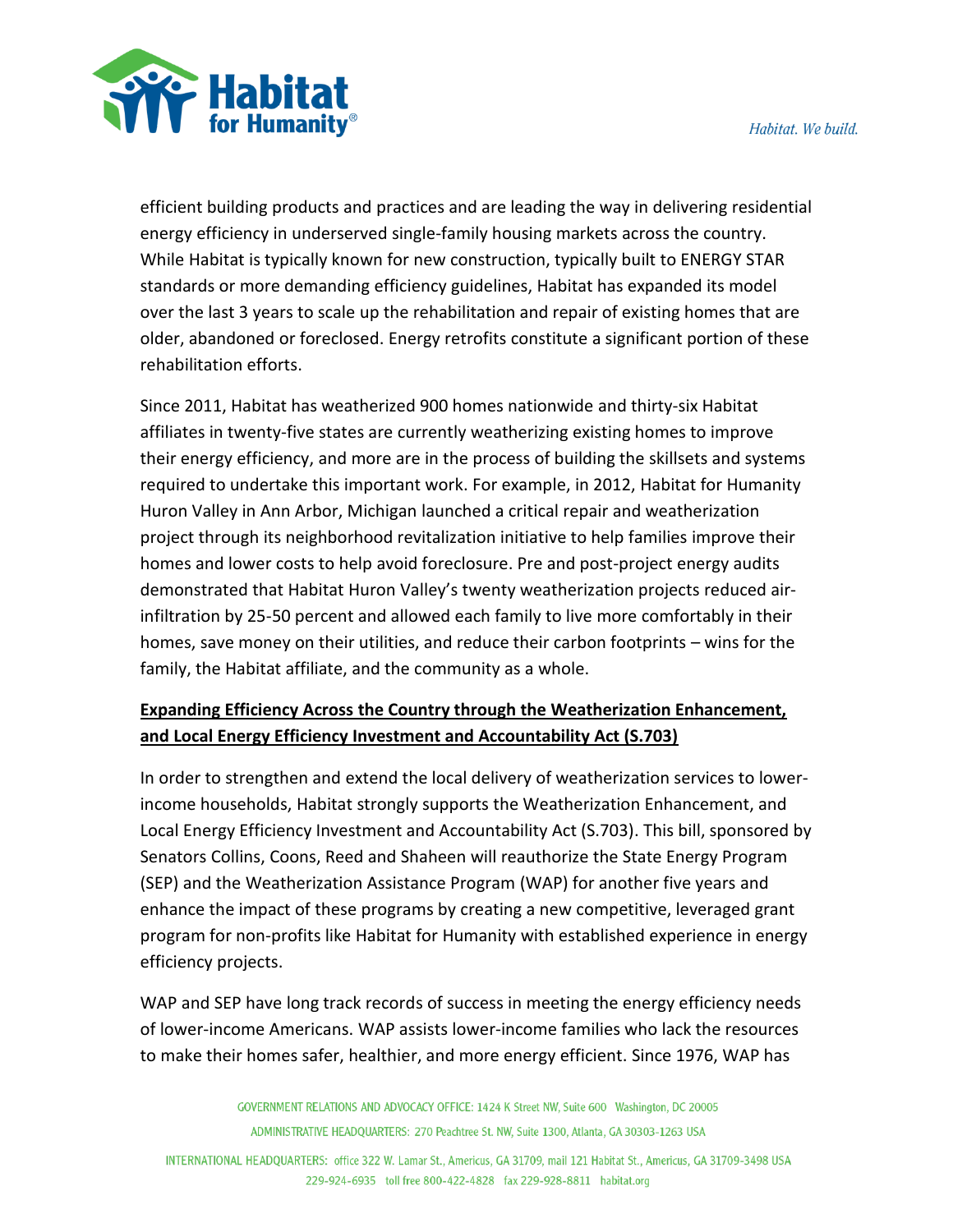efficient building products and practices and are leading the way in delivering residential energy efficiency in underserved single-family housing markets across the country. While Habitat is typically known for new construction, typically built to ENERGY STAR standards or more demanding efficiency guidelines, Habitat has expanded its model over the last 3 years to scale up the rehabilitation and repair of existing homes that are older, abandoned or foreclosed. Energy retrofits constitute a significant portion of these rehabilitation efforts.

Since 2011, Habitat has weatherized 900 homes nationwide and thirty-six Habitat affiliates in twenty-five states are currently weatherizing existing homes to improve their energy efficiency, and more are in the process of building the skillsets and systems required to undertake this important work. For example, in 2012, Habitat for Humanity Huron Valley in Ann Arbor, Michigan launched a critical repair and weatherization project through its neighborhood revitalization initiative to help families improve their homes and lower costs to help avoid foreclosure. Pre and post-project energy audits demonstrated that Habitat Huron Valley's twenty weatherization projects reduced air-infiltration by 25-50 percent and allowed each family to live more comfortably in their homes, save money on their utilities, and reduce their carbon footprints – wins for the family, the Habitat affiliate, and the community as a whole.

**Expanding Efficiency Across the Country through the Weatherization Enhancement, and Local Energy Efficiency Investment and Accountability Act (S.703)**

In order to strengthen and extend the local delivery of weatherization services to lower-income households, Habitat strongly supports the Weatherization Enhancement, and Local Energy Efficiency Investment and Accountability Act (S.703). This bill, sponsored by Senators Collins, Coons, Reed and Shaheen will reauthorize the State Energy Program (SEP) and the Weatherization Assistance Program (WAP) for another five years and enhance the impact of these programs by creating a new competitive, leveraged grant program for non-profits like Habitat for Humanity with established experience in energy efficiency projects.

WAP and SEP have long track records of success in meeting the energy efficiency needs of lower-income Americans. WAP assists lower-income families who lack the resources to make their homes safer, healthier, and more energy efficient. Since 1976, WAP has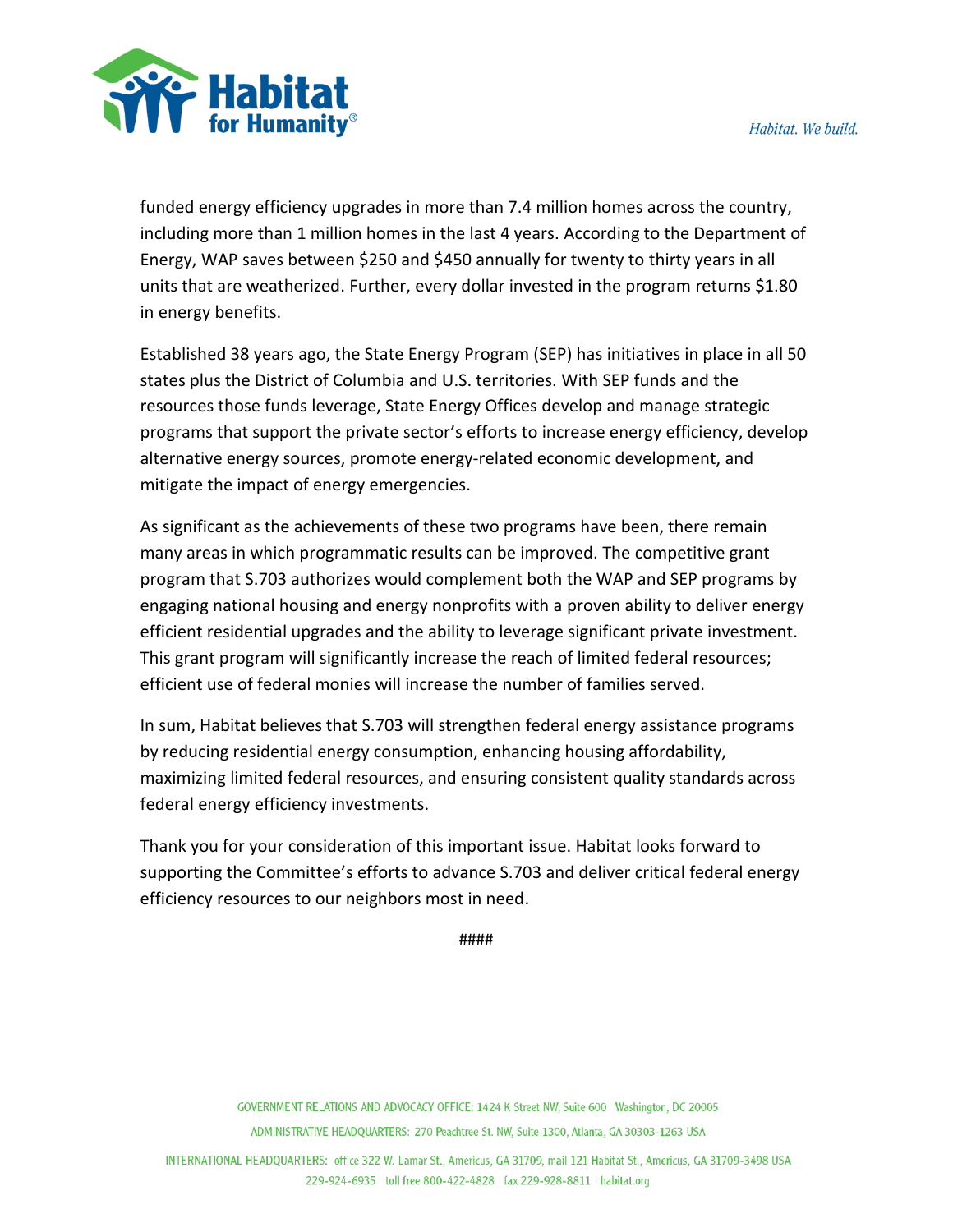funded energy efficiency upgrades in more than 7.4 million homes across the country, including more than 1 million homes in the last 4 years. According to the Department of Energy, WAP saves between $250 and $450 annually for twenty to thirty years in all units that are weatherized. Further, every dollar invested in the program returns $1.80 in energy benefits.

Established 38 years ago, the State Energy Program (SEP) has initiatives in place in all 50 states plus the District of Columbia and U.S. territories. With SEP funds and the resources those funds leverage, State Energy Offices develop and manage strategic programs that support the private sector's efforts to increase energy efficiency, develop alternative energy sources, promote energy-related economic development, and mitigate the impact of energy emergencies.

As significant as the achievements of these two programs have been, there remain many areas in which programmatic results can be improved. The competitive grant program that S.703 authorizes would complement both the WAP and SEP programs by engaging national housing and energy nonprofits with a proven ability to deliver energy efficient residential upgrades and the ability to leverage significant private investment. This grant program will significantly increase the reach of limited federal resources; efficient use of federal monies will increase the number of families served.

In sum, Habitat believes that S.703 will strengthen federal energy assistance programs by reducing residential energy consumption, enhancing housing affordability, maximizing limited federal resources, and ensuring consistent quality standards across federal energy efficiency investments.

Thank you for your consideration of this important issue. Habitat looks forward to supporting the Committee's efforts to advance S.703 and deliver critical federal energy efficiency resources to our neighbors most in need.

####